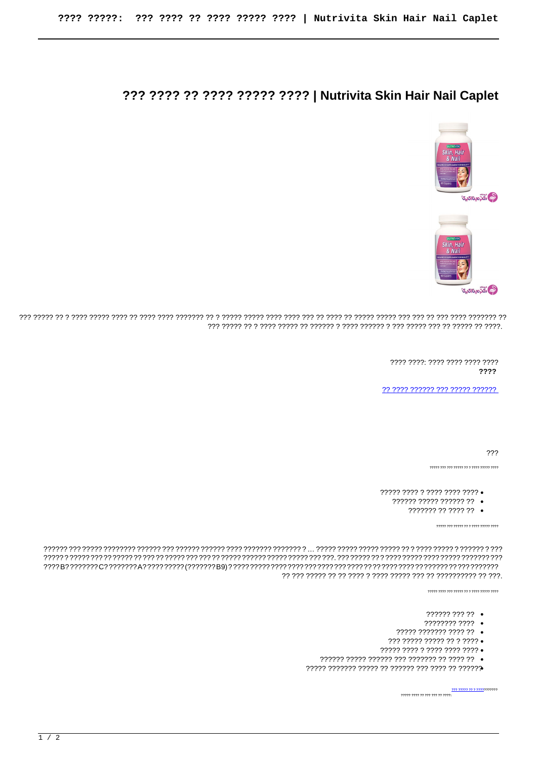# ??? ???? ?? ???? ????? ???? | Nutrivita Skin Hair Nail Caplet

??? ????? ?? ? ???? ????? ???? ?? ???? ???? ??????? ?? ? ????? ????? ???? ???? ??? ?? ???? ?? ????? ????? ??? ??? ?? ??? ???? ??????? ?? ??? ????? ?? ? ???? ????? ?? ?????? ? ???? ?????? ? ??? ????? ??? ?? ????? ?? ????.

???? ????: ???? ???? ???? ????
**????**

?? ???? ?????? ??? ????? ??????

???

????? ??? ??? ????? ?? ? ???? ????? ????

- ????? ???? ? ???? ???? ????
- ?????? ????? ?????? ??
- ??????? ?? ???? ??

????? ??? ??? ????? ?? ? ???? ????? ????

?????? ??? ????? ???????? ?????? ??? ?????? ?????? ???? ??????? ??????? ? ... ????? ????? ????? ????? ?? ? ???? ????? ? ?????? ? ??? ?????? ? ????? ??? ?? ????? ?? ??? ?? ????? ??? ??? ?? ????? ?????? ????? ????? ??? ???. ??? ????? ?? ? ???? ????? ???? ????? ??????? ??? ???? B? ??????? C? ??????? A? ???? ????? (??????? B9) ? ???? ????? ???? ???? ??? ???? ??? ???? ?? ?? ???? ???? ?? ?????? ?? ??? ??????? ?? ??? ????? ?? ?? ???? ? ???? ????? ??? ?? ?????????? ?? ???.

????? ???? ??? ????? ?? ? ???? ????? ????

- ?????? ??? ??
- ???????? ????
- ????? ??????? ???? ??
- ??? ????? ????? ?? ? ????
- ????? ???? ? ???? ???? ????
- ?????? ????? ?????? ??? ??????? ?? ???? ??
- ????? ??????? ????? ?? ?????? ??? ???? ?? ??????

??? ????? ?? ? ???????????

????? ???? ?? ??? ??? ?? ????: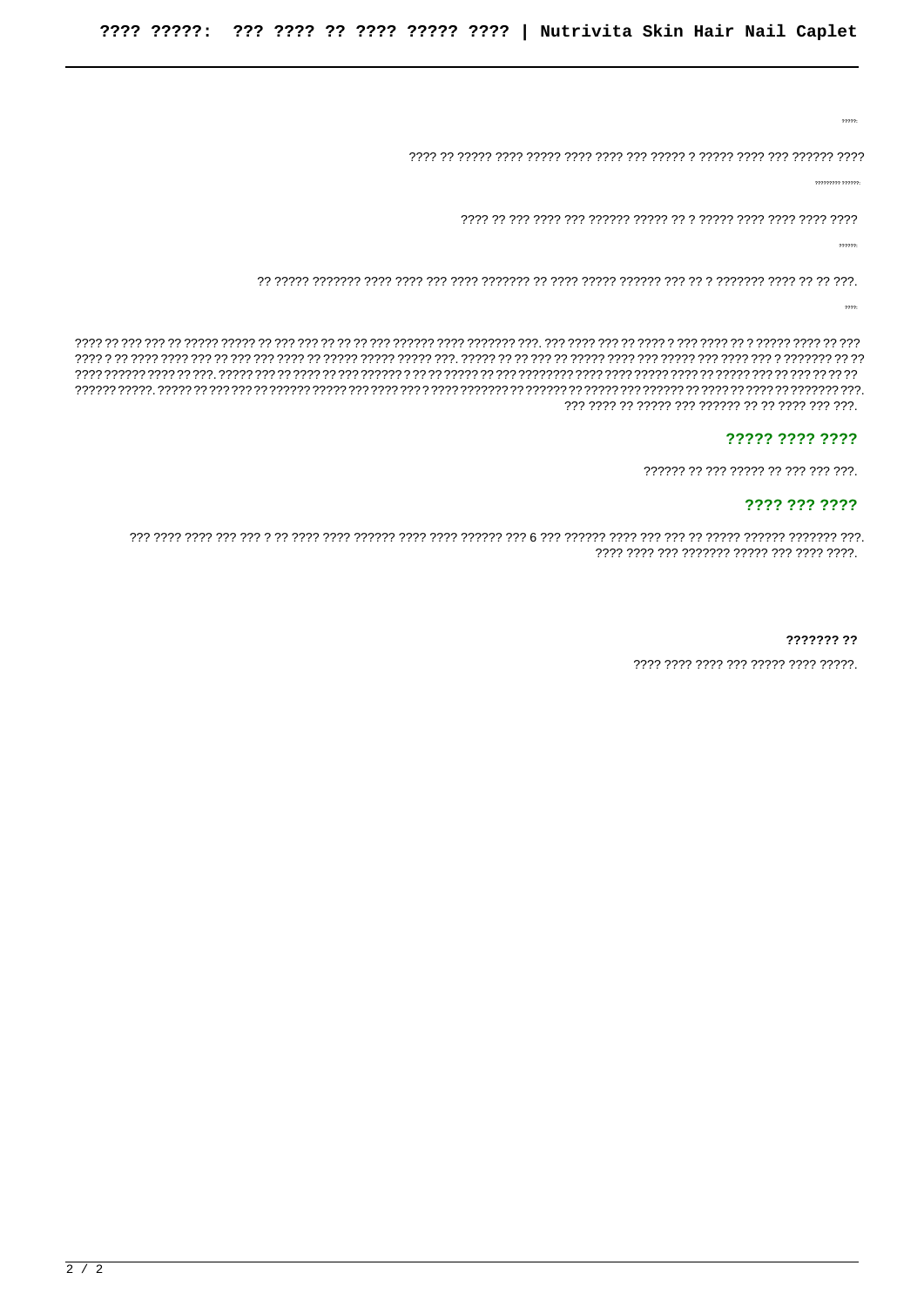?????:

???? ?? ????? ???? ????? ???? ???? ??? ????? ? ????? ???? ??? ?????? ????

???????? ??????:

???? ?? ??? ???? ??? ?????? ????? ?? ? ????? ???? ???? ???? ????

??????:

?? ????? ??????? ???? ???? ??? ???? ??????? ?? ???? ????? ?????? ??? ?? ? ??????? ???? ?? ?? ???.

????:

???? ?? ??? ??? ?? ????? ????? ?? ??? ??? ?? ?? ?? ??? ?????? ???? ???????. ??? ???? ??? ?? ???? ? ??? ???? ?? ? ????? ???? ?? ??? ???? ? ?? ???? ???? ??? ?? ??? ??? ???? ?? ????? ????? ????? ???. ????? ?? ?? ??? ?? ????? ???? ??? ????? ??? ???? ??? ? ??????? ?? ?? ???? ?????? ???? ?? ???. ????? ??? ?? ???? ?? ??? ?????? ? ?? ?? ????? ?? ??? ???????? ???? ???? ????? ???? ?? ????? ??? ?? ??? ?? ?? ?? ?????? ?????. ????? ?? ??? ??? ?? ?????? ????? ??? ???? ??? ? ???? ??????? ?? ?????? ?? ????? ??? ?????? ?? ???? ?? ???? ?? ??????? ???. ??? ???? ?? ????? ??? ?????? ?? ?? ???? ??? ???.

## ????? ???? ????

?????? ?? ??? ????? ?? ??? ??? ???.

## ???? ??? ????

??? ???? ???? ??? ??? ? ?? ???? ???? ?????? ???? ???? ?????? ??? 6 ??? ?????? ???? ??? ??? ?? ????? ?????? ??????? ???. ???? ???? ??? ??????? ????? ??? ???? ????.

**??????? ??**

???? ???? ???? ??? ????? ???? ?????.